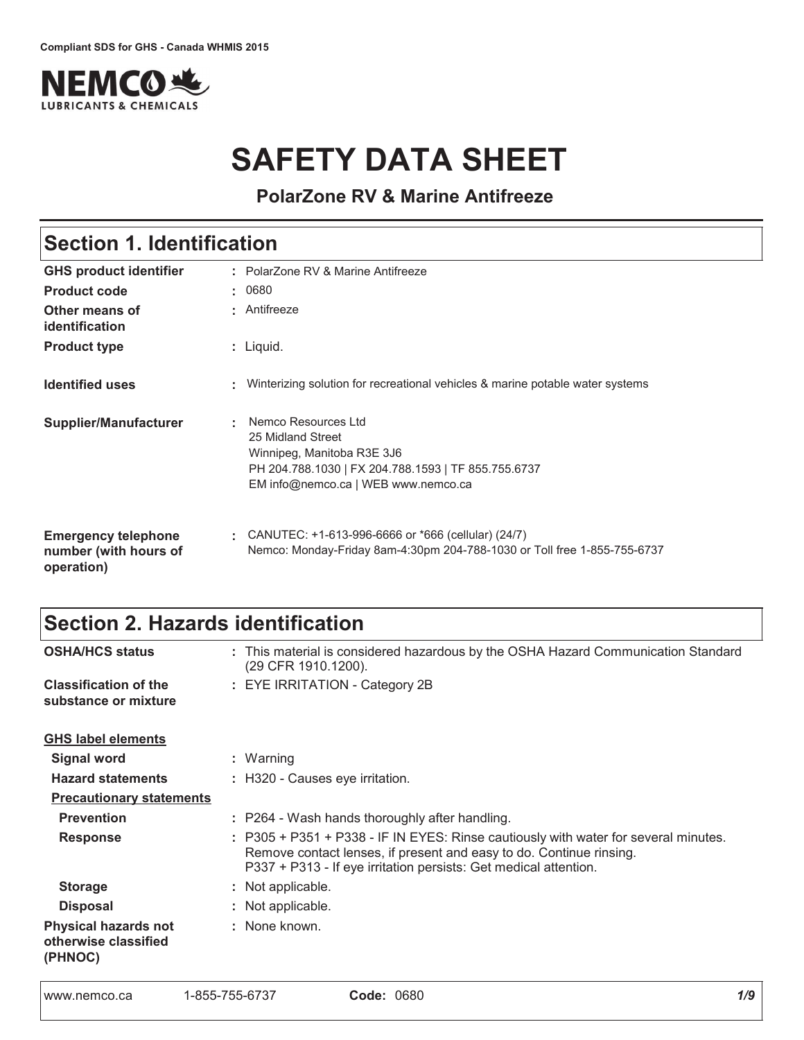Compliant SDS for GHS - Canada WHMIS 2015

NEMCO LUBRICANTS & CHEMICALS

# SAFETY DATA SHEET

**PolarZone RV & Marine Antifreeze**

## Section 1. Identification

| | |
|---|---|
| **GHS product identifier** | : PolarZone RV & Marine Antifreeze |
| **Product code** | : 0680 |
| **Other means of identification** | : Antifreeze |
| **Product type** | : Liquid. |
| **Identified uses** | : Winterizing solution for recreational vehicles & marine potable water systems |
| **Supplier/Manufacturer** | : Nemco Resources Ltd<br>25 Midland Street<br>Winnipeg, Manitoba R3E 3J6<br>PH 204.788.1030 \| FX 204.788.1593 \| TF 855.755.6737<br>EM info@nemco.ca \| WEB www.nemco.ca |
| **Emergency telephone number (with hours of operation)** | : CANUTEC: +1-613-996-6666 or *666 (cellular) (24/7)<br>Nemco: Monday-Friday 8am-4:30pm 204-788-1030 or Toll free 1-855-755-6737 |

## Section 2. Hazards identification

| | |
|---|---|
| **OSHA/HCS status** | : This material is considered hazardous by the OSHA Hazard Communication Standard (29 CFR 1910.1200). |
| **Classification of the substance or mixture** | : EYE IRRITATION - Category 2B |

**GHS label elements**

| | |
|---|---|
| **Signal word** | : Warning |
| **Hazard statements** | : H320 - Causes eye irritation. |

**Precautionary statements**

| | |
|---|---|
| **Prevention** | : P264 - Wash hands thoroughly after handling. |
| **Response** | : P305 + P351 + P338 - IF IN EYES: Rinse cautiously with water for several minutes. Remove contact lenses, if present and easy to do. Continue rinsing.<br>P337 + P313 - If eye irritation persists: Get medical attention. |
| **Storage** | : Not applicable. |
| **Disposal** | : Not applicable. |
| **Physical hazards not otherwise classified (PHNOC)** | : None known. |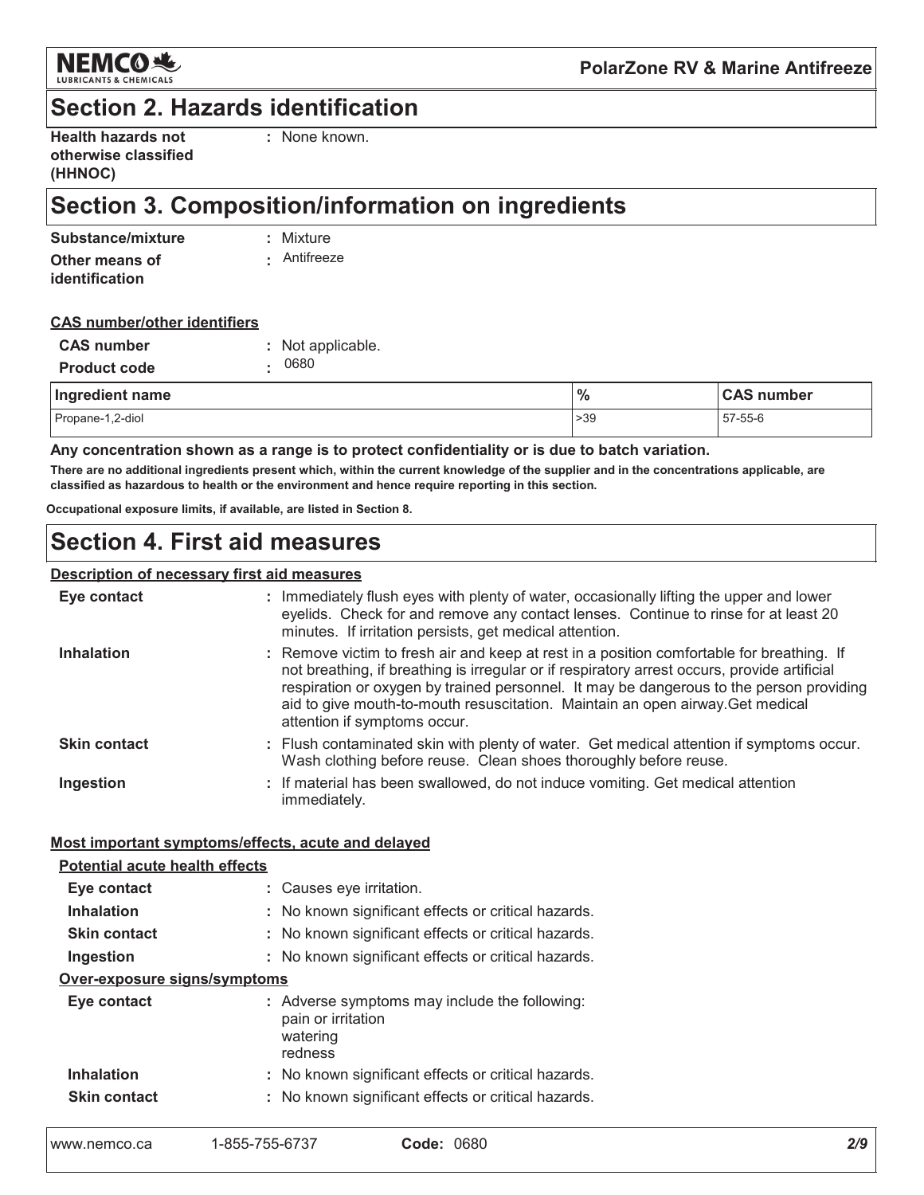## Section 2. Hazards identification

**Health hazards not otherwise classified (HHNOC)** : None known.

## Section 3. Composition/information on ingredients

**Substance/mixture** : Mixture

**Other means of identification** : Antifreeze

**CAS number/other identifiers**

**CAS number** : Not applicable.

**Product code** : 0680

| Ingredient name | % | CAS number |
|---|---|---|
| Propane-1,2-diol | >39 | 57-55-6 |

**Any concentration shown as a range is to protect confidentiality or is due to batch variation.**

**There are no additional ingredients present which, within the current knowledge of the supplier and in the concentrations applicable, are classified as hazardous to health or the environment and hence require reporting in this section.**

**Occupational exposure limits, if available, are listed in Section 8.**

## Section 4. First aid measures

**Description of necessary first aid measures**

**Eye contact** : Immediately flush eyes with plenty of water, occasionally lifting the upper and lower eyelids. Check for and remove any contact lenses. Continue to rinse for at least 20 minutes. If irritation persists, get medical attention.

**Inhalation** : Remove victim to fresh air and keep at rest in a position comfortable for breathing. If not breathing, if breathing is irregular or if respiratory arrest occurs, provide artificial respiration or oxygen by trained personnel. It may be dangerous to the person providing aid to give mouth-to-mouth resuscitation. Maintain an open airway.Get medical attention if symptoms occur.

**Skin contact** : Flush contaminated skin with plenty of water. Get medical attention if symptoms occur. Wash clothing before reuse. Clean shoes thoroughly before reuse.

**Ingestion** : If material has been swallowed, do not induce vomiting. Get medical attention immediately.

**Most important symptoms/effects, acute and delayed**

**Potential acute health effects**

**Eye contact** : Causes eye irritation.

**Inhalation** : No known significant effects or critical hazards.

**Skin contact** : No known significant effects or critical hazards.

**Ingestion** : No known significant effects or critical hazards.

**Over-exposure signs/symptoms**

**Eye contact** : Adverse symptoms may include the following:
pain or irritation
watering
redness

**Inhalation** : No known significant effects or critical hazards.

**Skin contact** : No known significant effects or critical hazards.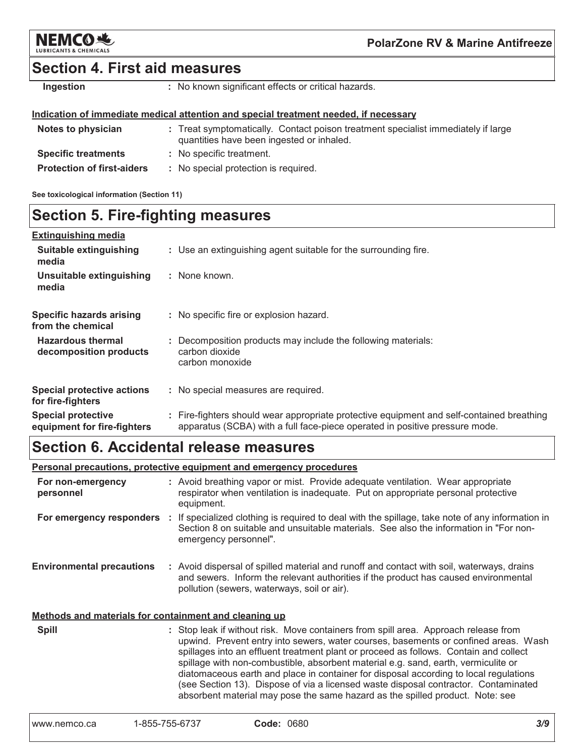## Section 4. First aid measures

**Ingestion** : No known significant effects or critical hazards.

**Indication of immediate medical attention and special treatment needed, if necessary**

| | |
|---|---|
| **Notes to physician** | : Treat symptomatically. Contact poison treatment specialist immediately if large quantities have been ingested or inhaled. |
| **Specific treatments** | : No specific treatment. |
| **Protection of first-aiders** | : No special protection is required. |

**See toxicological information (Section 11)**

## Section 5. Fire-fighting measures

**Extinguishing media**

| | |
|---|---|
| **Suitable extinguishing media** | : Use an extinguishing agent suitable for the surrounding fire. |
| **Unsuitable extinguishing media** | : None known. |
| **Specific hazards arising from the chemical** | : No specific fire or explosion hazard. |
| **Hazardous thermal decomposition products** | : Decomposition products may include the following materials: carbon dioxide carbon monoxide |
| **Special protective actions for fire-fighters** | : No special measures are required. |
| **Special protective equipment for fire-fighters** | : Fire-fighters should wear appropriate protective equipment and self-contained breathing apparatus (SCBA) with a full face-piece operated in positive pressure mode. |

## Section 6. Accidental release measures

**Personal precautions, protective equipment and emergency procedures**

| | |
|---|---|
| **For non-emergency personnel** | : Avoid breathing vapor or mist. Provide adequate ventilation. Wear appropriate respirator when ventilation is inadequate. Put on appropriate personal protective equipment. |
| **For emergency responders** | : If specialized clothing is required to deal with the spillage, take note of any information in Section 8 on suitable and unsuitable materials. See also the information in "For non-emergency personnel". |
| **Environmental precautions** | : Avoid dispersal of spilled material and runoff and contact with soil, waterways, drains and sewers. Inform the relevant authorities if the product has caused environmental pollution (sewers, waterways, soil or air). |

**Methods and materials for containment and cleaning up**

**Spill** : Stop leak if without risk. Move containers from spill area. Approach release from upwind. Prevent entry into sewers, water courses, basements or confined areas. Wash spillages into an effluent treatment plant or proceed as follows. Contain and collect spillage with non-combustible, absorbent material e.g. sand, earth, vermiculite or diatomaceous earth and place in container for disposal according to local regulations (see Section 13). Dispose of via a licensed waste disposal contractor. Contaminated absorbent material may pose the same hazard as the spilled product. Note: see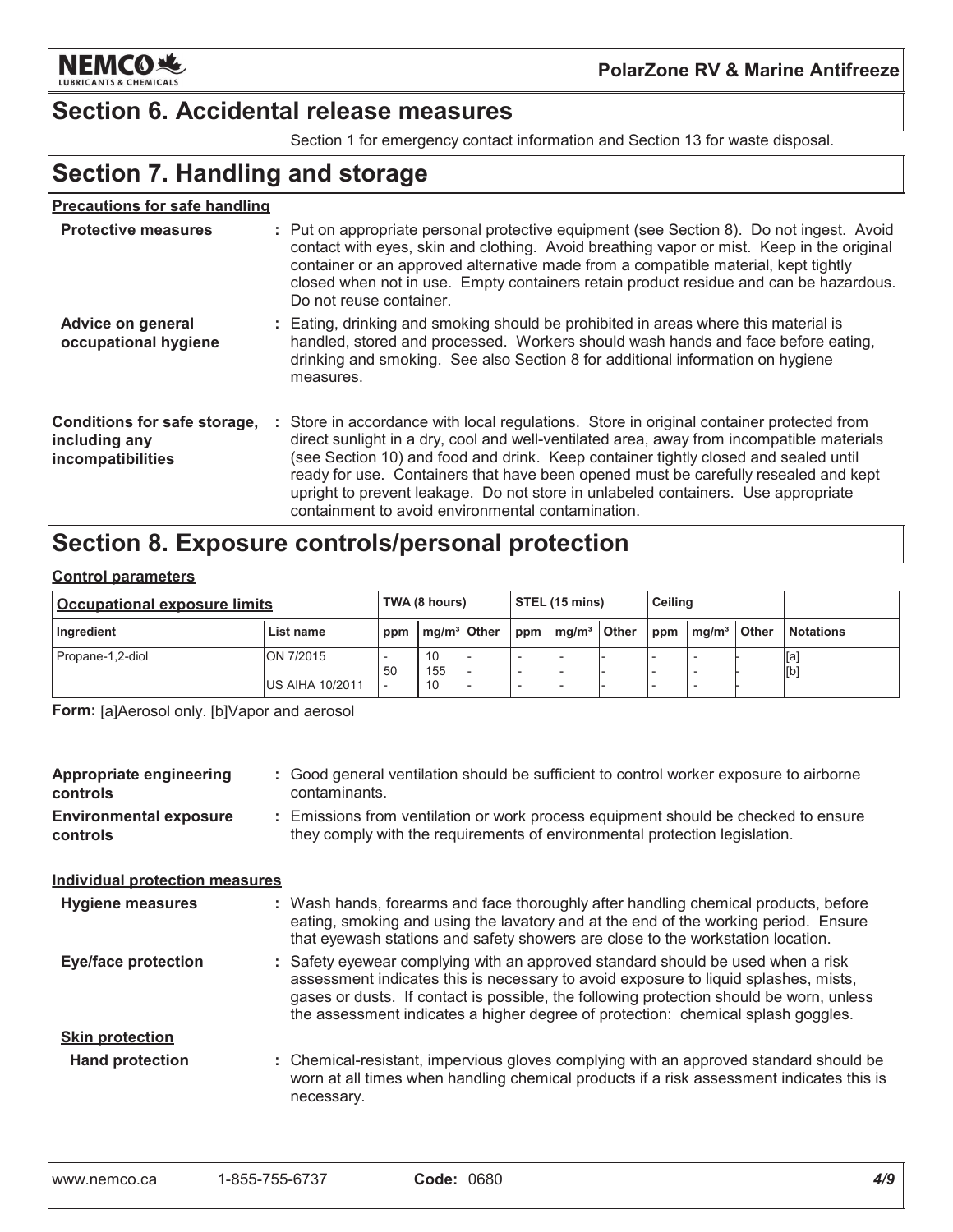## Section 6. Accidental release measures

Section 1 for emergency contact information and Section 13 for waste disposal.

## Section 7. Handling and storage

**Precautions for safe handling**

**Protective measures** : Put on appropriate personal protective equipment (see Section 8). Do not ingest. Avoid contact with eyes, skin and clothing. Avoid breathing vapor or mist. Keep in the original container or an approved alternative made from a compatible material, kept tightly closed when not in use. Empty containers retain product residue and can be hazardous. Do not reuse container.

**Advice on general occupational hygiene** : Eating, drinking and smoking should be prohibited in areas where this material is handled, stored and processed. Workers should wash hands and face before eating, drinking and smoking. See also Section 8 for additional information on hygiene measures.

**Conditions for safe storage, including any incompatibilities** : Store in accordance with local regulations. Store in original container protected from direct sunlight in a dry, cool and well-ventilated area, away from incompatible materials (see Section 10) and food and drink. Keep container tightly closed and sealed until ready for use. Containers that have been opened must be carefully resealed and kept upright to prevent leakage. Do not store in unlabeled containers. Use appropriate containment to avoid environmental contamination.

## Section 8. Exposure controls/personal protection

**Control parameters**

| Occupational exposure limits | | TWA (8 hours) | | | STEL (15 mins) | | | Ceiling | | | |
|---|---|---|---|---|---|---|---|---|---|---|---|
| Ingredient | List name | ppm | mg/m³ | Other | ppm | mg/m³ | Other | ppm | mg/m³ | Other | Notations |
| Propane-1,2-diol | ON 7/2015 | -<br>50 | 10<br>155 | - | - | - | - | - | - | - | [a]<br>[b] |
| | US AIHA 10/2011 | - | 10 | - | - | - | - | - | - | - | |

**Form:** [a]Aerosol only. [b]Vapor and aerosol

**Appropriate engineering controls** : Good general ventilation should be sufficient to control worker exposure to airborne contaminants.

**Environmental exposure controls** : Emissions from ventilation or work process equipment should be checked to ensure they comply with the requirements of environmental protection legislation.

**Individual protection measures**

**Hygiene measures** : Wash hands, forearms and face thoroughly after handling chemical products, before eating, smoking and using the lavatory and at the end of the working period. Ensure that eyewash stations and safety showers are close to the workstation location.

**Eye/face protection** : Safety eyewear complying with an approved standard should be used when a risk assessment indicates this is necessary to avoid exposure to liquid splashes, mists, gases or dusts. If contact is possible, the following protection should be worn, unless the assessment indicates a higher degree of protection: chemical splash goggles.

**Skin protection**

**Hand protection** : Chemical-resistant, impervious gloves complying with an approved standard should be worn at all times when handling chemical products if a risk assessment indicates this is necessary.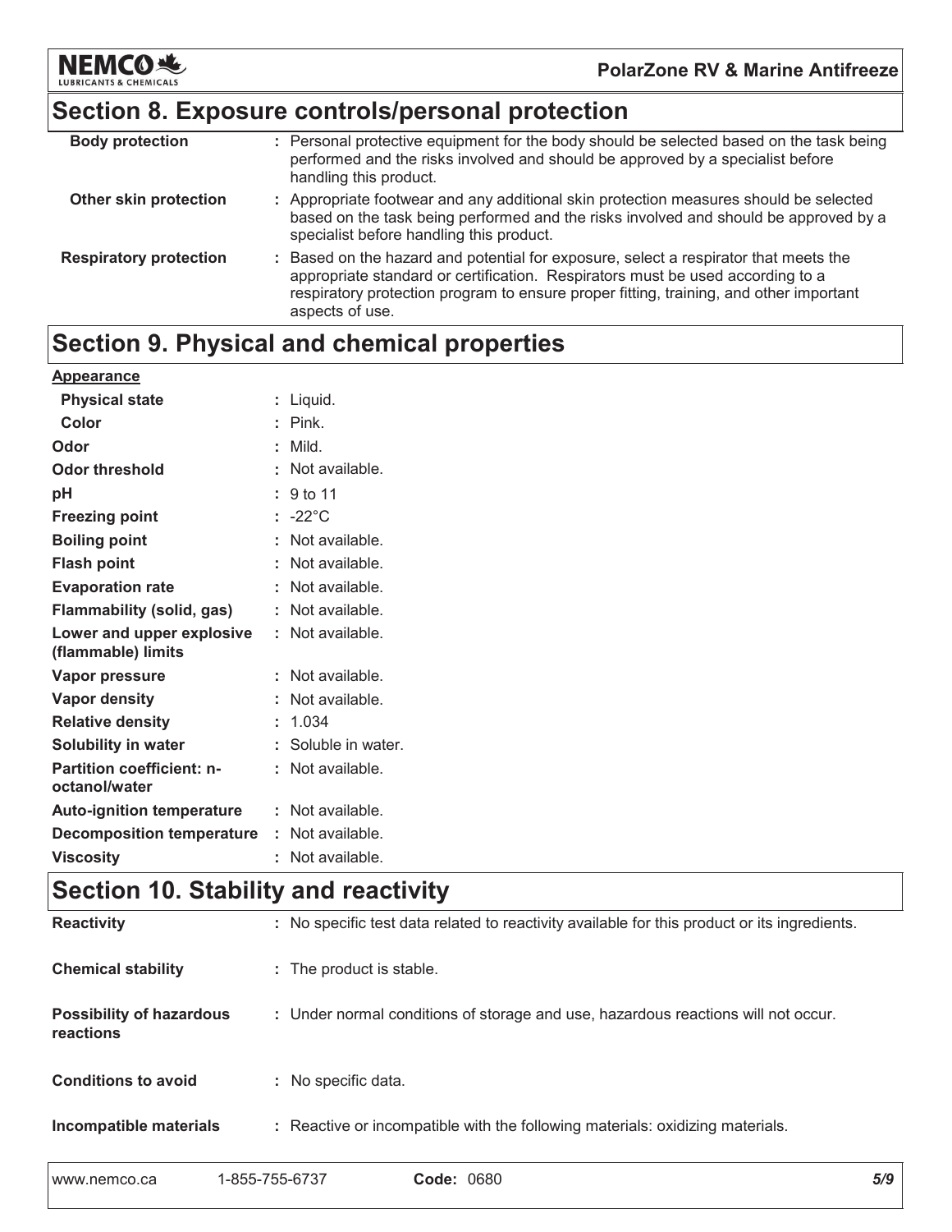## Section 8. Exposure controls/personal protection

| | |
|---|---|
| **Body protection** | : Personal protective equipment for the body should be selected based on the task being performed and the risks involved and should be approved by a specialist before handling this product. |
| **Other skin protection** | : Appropriate footwear and any additional skin protection measures should be selected based on the task being performed and the risks involved and should be approved by a specialist before handling this product. |
| **Respiratory protection** | : Based on the hazard and potential for exposure, select a respirator that meets the appropriate standard or certification. Respirators must be used according to a respiratory protection program to ensure proper fitting, training, and other important aspects of use. |

## Section 9. Physical and chemical properties

**Appearance**

| | |
|---|---|
| **Physical state** | : Liquid. |
| **Color** | : Pink. |
| **Odor** | : Mild. |
| **Odor threshold** | : Not available. |
| **pH** | : 9 to 11 |
| **Freezing point** | : -22°C |
| **Boiling point** | : Not available. |
| **Flash point** | : Not available. |
| **Evaporation rate** | : Not available. |
| **Flammability (solid, gas)** | : Not available. |
| **Lower and upper explosive (flammable) limits** | : Not available. |
| **Vapor pressure** | : Not available. |
| **Vapor density** | : Not available. |
| **Relative density** | : 1.034 |
| **Solubility in water** | : Soluble in water. |
| **Partition coefficient: n-octanol/water** | : Not available. |
| **Auto-ignition temperature** | : Not available. |
| **Decomposition temperature** | : Not available. |
| **Viscosity** | : Not available. |

## Section 10. Stability and reactivity

| | |
|---|---|
| **Reactivity** | : No specific test data related to reactivity available for this product or its ingredients. |
| **Chemical stability** | : The product is stable. |
| **Possibility of hazardous reactions** | : Under normal conditions of storage and use, hazardous reactions will not occur. |
| **Conditions to avoid** | : No specific data. |
| **Incompatible materials** | : Reactive or incompatible with the following materials: oxidizing materials. |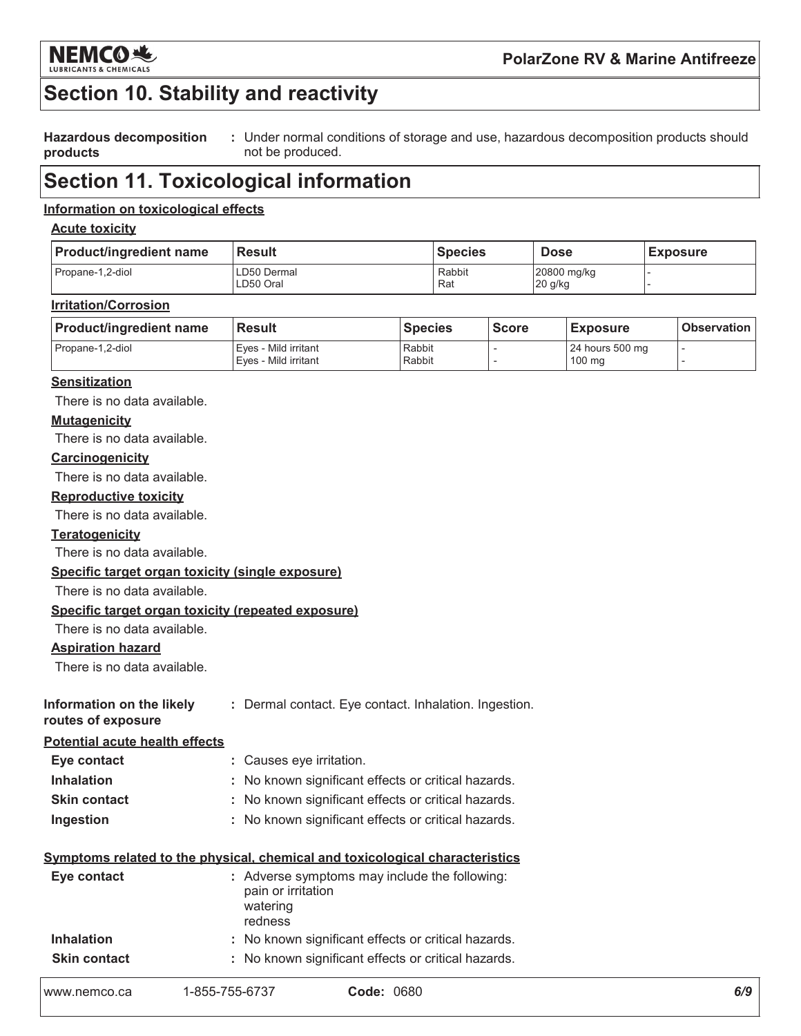# Section 10. Stability and reactivity

**Hazardous decomposition products** : Under normal conditions of storage and use, hazardous decomposition products should not be produced.

# Section 11. Toxicological information

**Information on toxicological effects**

**Acute toxicity**

| Product/ingredient name | Result | Species | Dose | Exposure |
|---|---|---|---|---|
| Propane-1,2-diol | LD50 Dermal<br>LD50 Oral | Rabbit<br>Rat | 20800 mg/kg<br>20 g/kg | -<br>- |

**Irritation/Corrosion**

| Product/ingredient name | Result | Species | Score | Exposure | Observation |
|---|---|---|---|---|---|
| Propane-1,2-diol | Eyes - Mild irritant<br>Eyes - Mild irritant | Rabbit<br>Rabbit | -<br>- | 24 hours 500 mg<br>100 mg | -<br>- |

**Sensitization**

There is no data available.

**Mutagenicity**

There is no data available.

**Carcinogenicity**

There is no data available.

**Reproductive toxicity**

There is no data available.

**Teratogenicity**

There is no data available.

**Specific target organ toxicity (single exposure)**

There is no data available.

**Specific target organ toxicity (repeated exposure)**

There is no data available.

**Aspiration hazard**

There is no data available.

**Information on the likely routes of exposure** : Dermal contact. Eye contact. Inhalation. Ingestion.

**Potential acute health effects**

**Eye contact** : Causes eye irritation.

**Inhalation** : No known significant effects or critical hazards.

**Skin contact** : No known significant effects or critical hazards.

**Ingestion** : No known significant effects or critical hazards.

**Symptoms related to the physical, chemical and toxicological characteristics**

**Eye contact** : Adverse symptoms may include the following:
pain or irritation
watering
redness

**Inhalation** : No known significant effects or critical hazards.

**Skin contact** : No known significant effects or critical hazards.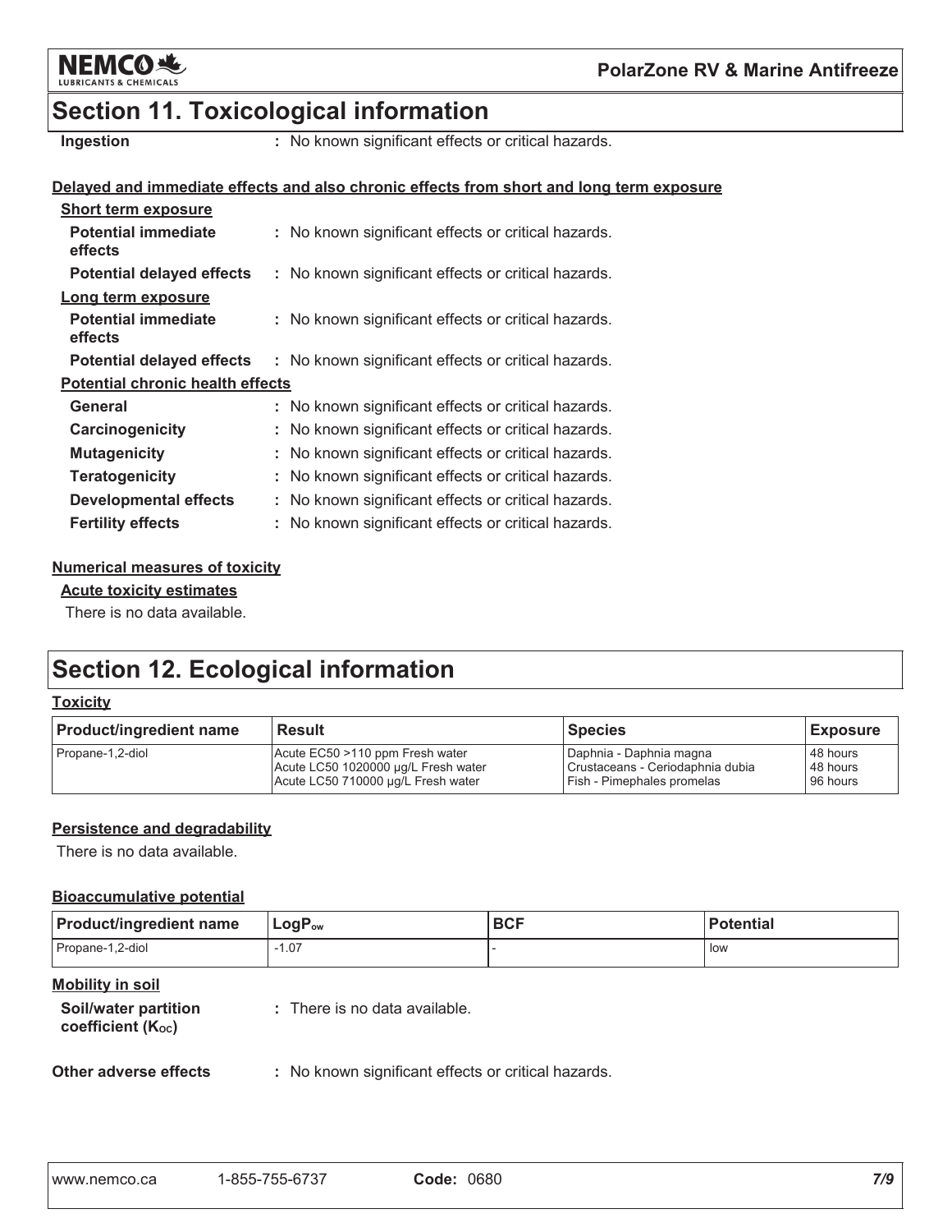## Section 11. Toxicological information

**Ingestion** : No known significant effects or critical hazards.

**Delayed and immediate effects and also chronic effects from short and long term exposure**

**Short term exposure**

**Potential immediate effects** : No known significant effects or critical hazards.

**Potential delayed effects** : No known significant effects or critical hazards.

**Long term exposure**

**Potential immediate effects** : No known significant effects or critical hazards.

**Potential delayed effects** : No known significant effects or critical hazards.

**Potential chronic health effects**

**General** : No known significant effects or critical hazards.

**Carcinogenicity** : No known significant effects or critical hazards.

**Mutagenicity** : No known significant effects or critical hazards.

**Teratogenicity** : No known significant effects or critical hazards.

**Developmental effects** : No known significant effects or critical hazards.

**Fertility effects** : No known significant effects or critical hazards.

**Numerical measures of toxicity**

**Acute toxicity estimates**

There is no data available.

## Section 12. Ecological information

**Toxicity**

| Product/ingredient name | Result | Species | Exposure |
|---|---|---|---|
| Propane-1,2-diol | Acute EC50 >110 ppm Fresh water<br>Acute LC50 1020000 µg/L Fresh water<br>Acute LC50 710000 µg/L Fresh water | Daphnia - Daphnia magna<br>Crustaceans - Ceriodaphnia dubia<br>Fish - Pimephales promelas | 48 hours<br>48 hours<br>96 hours |

**Persistence and degradability**

There is no data available.

**Bioaccumulative potential**

| Product/ingredient name | $LogP_{ow}$ | BCF | Potential |
|---|---|---|---|
| Propane-1,2-diol | -1.07 | - | low |

**Mobility in soil**

**Soil/water partition coefficient ($K_{OC}$)** : There is no data available.

**Other adverse effects** : No known significant effects or critical hazards.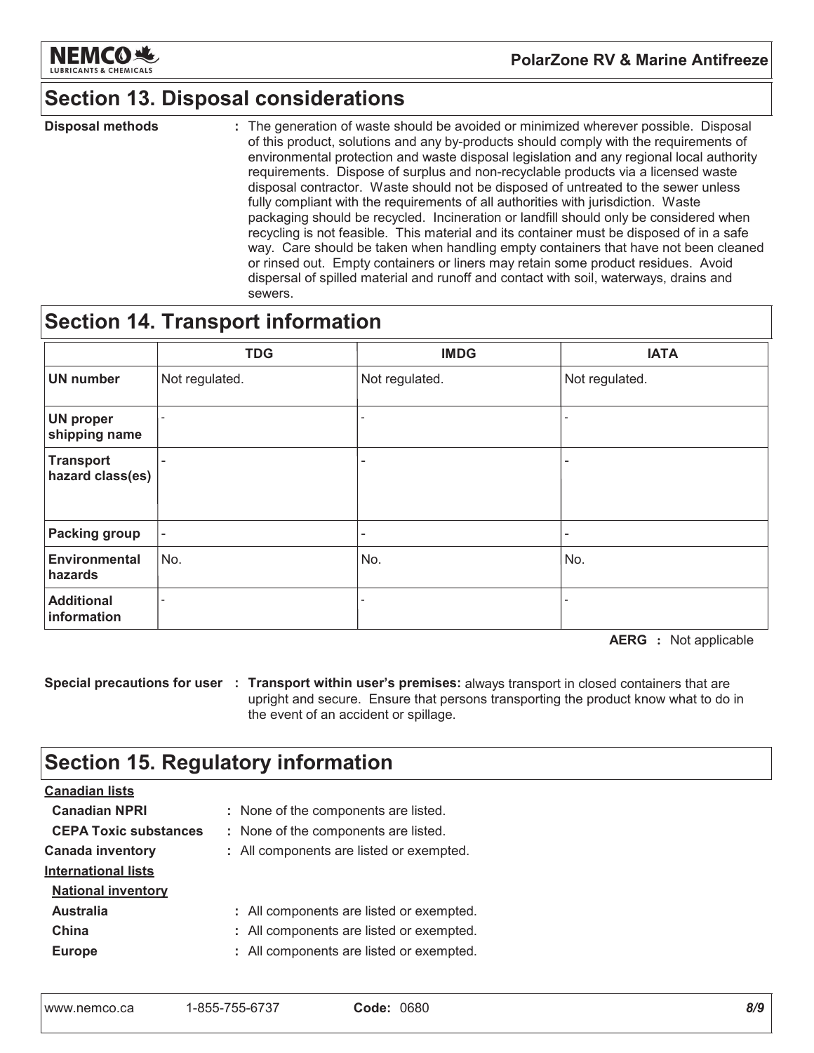## Section 13. Disposal considerations

**Disposal methods** : The generation of waste should be avoided or minimized wherever possible. Disposal of this product, solutions and any by-products should comply with the requirements of environmental protection and waste disposal legislation and any regional local authority requirements. Dispose of surplus and non-recyclable products via a licensed waste disposal contractor. Waste should not be disposed of untreated to the sewer unless fully compliant with the requirements of all authorities with jurisdiction. Waste packaging should be recycled. Incineration or landfill should only be considered when recycling is not feasible. This material and its container must be disposed of in a safe way. Care should be taken when handling empty containers that have not been cleaned or rinsed out. Empty containers or liners may retain some product residues. Avoid dispersal of spilled material and runoff and contact with soil, waterways, drains and sewers.

## Section 14. Transport information

| | TDG | IMDG | IATA |
|---|---|---|---|
| **UN number** | Not regulated. | Not regulated. | Not regulated. |
| **UN proper shipping name** | - | - | - |
| **Transport hazard class(es)** | - | - | - |
| **Packing group** | - | - | - |
| **Environmental hazards** | No. | No. | No. |
| **Additional information** | - | - | - |

**AERG** : Not applicable

**Special precautions for user** : **Transport within user's premises:** always transport in closed containers that are upright and secure. Ensure that persons transporting the product know what to do in the event of an accident or spillage.

## Section 15. Regulatory information

**Canadian lists**

**Canadian NPRI** : None of the components are listed.

**CEPA Toxic substances** : None of the components are listed.

**Canada inventory** : All components are listed or exempted.

**International lists**

**National inventory**

**Australia** : All components are listed or exempted.

**China** : All components are listed or exempted.

**Europe** : All components are listed or exempted.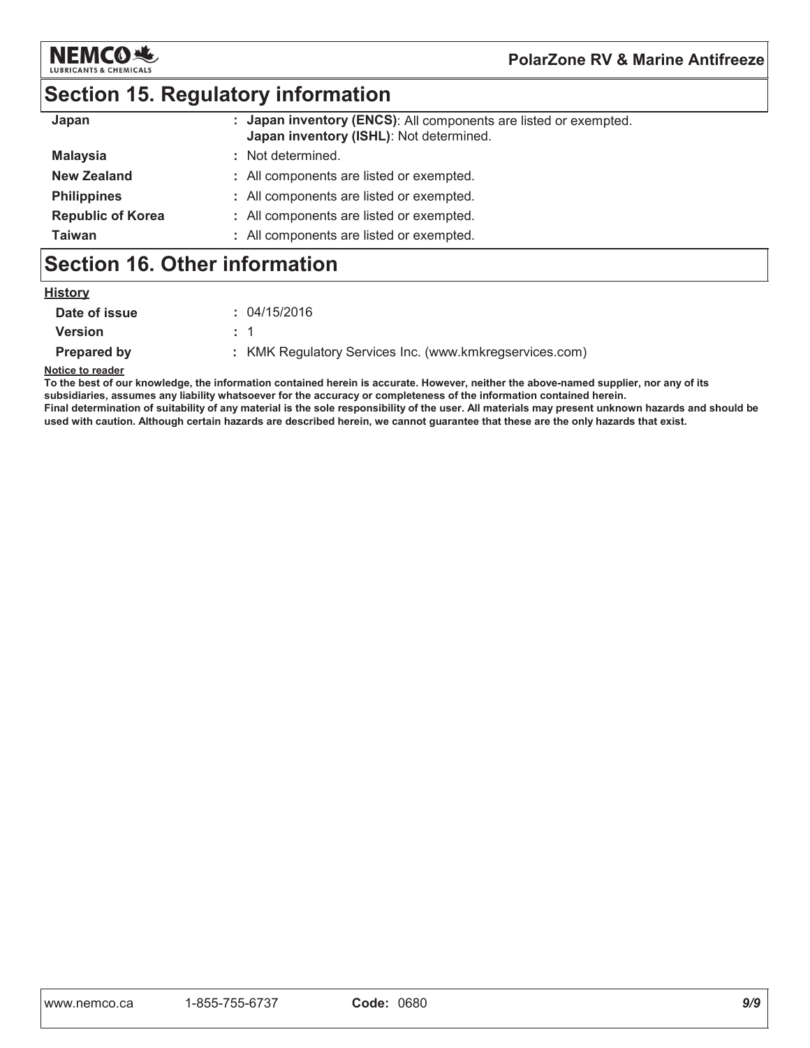## Section 15. Regulatory information

| | |
|---|---|
| **Japan** | : **Japan inventory (ENCS)**: All components are listed or exempted. **Japan inventory (ISHL)**: Not determined. |
| **Malaysia** | : Not determined. |
| **New Zealand** | : All components are listed or exempted. |
| **Philippines** | : All components are listed or exempted. |
| **Republic of Korea** | : All components are listed or exempted. |
| **Taiwan** | : All components are listed or exempted. |

## Section 16. Other information

**History**

| | |
|---|---|
| **Date of issue** | : 04/15/2016 |
| **Version** | : 1 |
| **Prepared by** | : KMK Regulatory Services Inc. (www.kmkregservices.com) |

**Notice to reader**

**To the best of our knowledge, the information contained herein is accurate. However, neither the above-named supplier, nor any of its subsidiaries, assumes any liability whatsoever for the accuracy or completeness of the information contained herein.**
**Final determination of suitability of any material is the sole responsibility of the user. All materials may present unknown hazards and should be used with caution. Although certain hazards are described herein, we cannot guarantee that these are the only hazards that exist.**